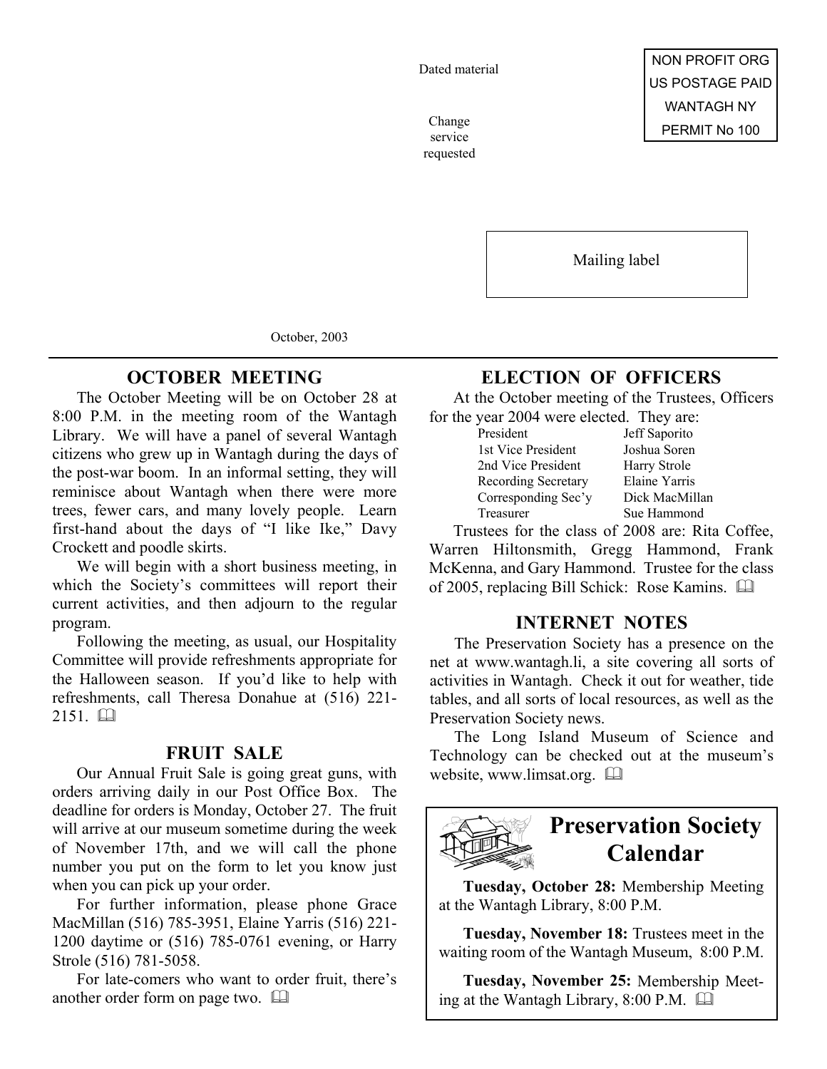Dated material

Change service requested

NON PROFIT ORG
US POSTAGE PAID
WANTAGH NY
PERMIT No 100

Mailing label

October, 2003

## OCTOBER MEETING

The October Meeting will be on October 28 at 8:00 P.M. in the meeting room of the Wantagh Library. We will have a panel of several Wantagh citizens who grew up in Wantagh during the days of the post-war boom. In an informal setting, they will reminisce about Wantagh when there were more trees, fewer cars, and many lovely people. Learn first-hand about the days of "I like Ike," Davy Crockett and poodle skirts.

We will begin with a short business meeting, in which the Society's committees will report their current activities, and then adjourn to the regular program.

Following the meeting, as usual, our Hospitality Committee will provide refreshments appropriate for the Halloween season. If you'd like to help with refreshments, call Theresa Donahue at (516) 221-2151. 🕮

## FRUIT SALE

Our Annual Fruit Sale is going great guns, with orders arriving daily in our Post Office Box. The deadline for orders is Monday, October 27. The fruit will arrive at our museum sometime during the week of November 17th, and we will call the phone number you put on the form to let you know just when you can pick up your order.

For further information, please phone Grace MacMillan (516) 785-3951, Elaine Yarris (516) 221-1200 daytime or (516) 785-0761 evening, or Harry Strole (516) 781-5058.

For late-comers who want to order fruit, there's another order form on page two. 🕮

## ELECTION OF OFFICERS

At the October meeting of the Trustees, Officers for the year 2004 were elected. They are:

| | |
|---|---|
| President | Jeff Saporito |
| 1st Vice President | Joshua Soren |
| 2nd Vice President | Harry Strole |
| Recording Secretary | Elaine Yarris |
| Corresponding Sec'y | Dick MacMillan |
| Treasurer | Sue Hammond |

Trustees for the class of 2008 are: Rita Coffee, Warren Hiltonsmith, Gregg Hammond, Frank McKenna, and Gary Hammond. Trustee for the class of 2005, replacing Bill Schick: Rose Kamins. 🕮

## INTERNET NOTES

The Preservation Society has a presence on the net at www.wantagh.li, a site covering all sorts of activities in Wantagh. Check it out for weather, tide tables, and all sorts of local resources, as well as the Preservation Society news.

The Long Island Museum of Science and Technology can be checked out at the museum's website, www.limsat.org. 🕮

## Preservation Society Calendar

**Tuesday, October 28:** Membership Meeting at the Wantagh Library, 8:00 P.M.

**Tuesday, November 18:** Trustees meet in the waiting room of the Wantagh Museum, 8:00 P.M.

**Tuesday, November 25:** Membership Meeting at the Wantagh Library, 8:00 P.M. 🕮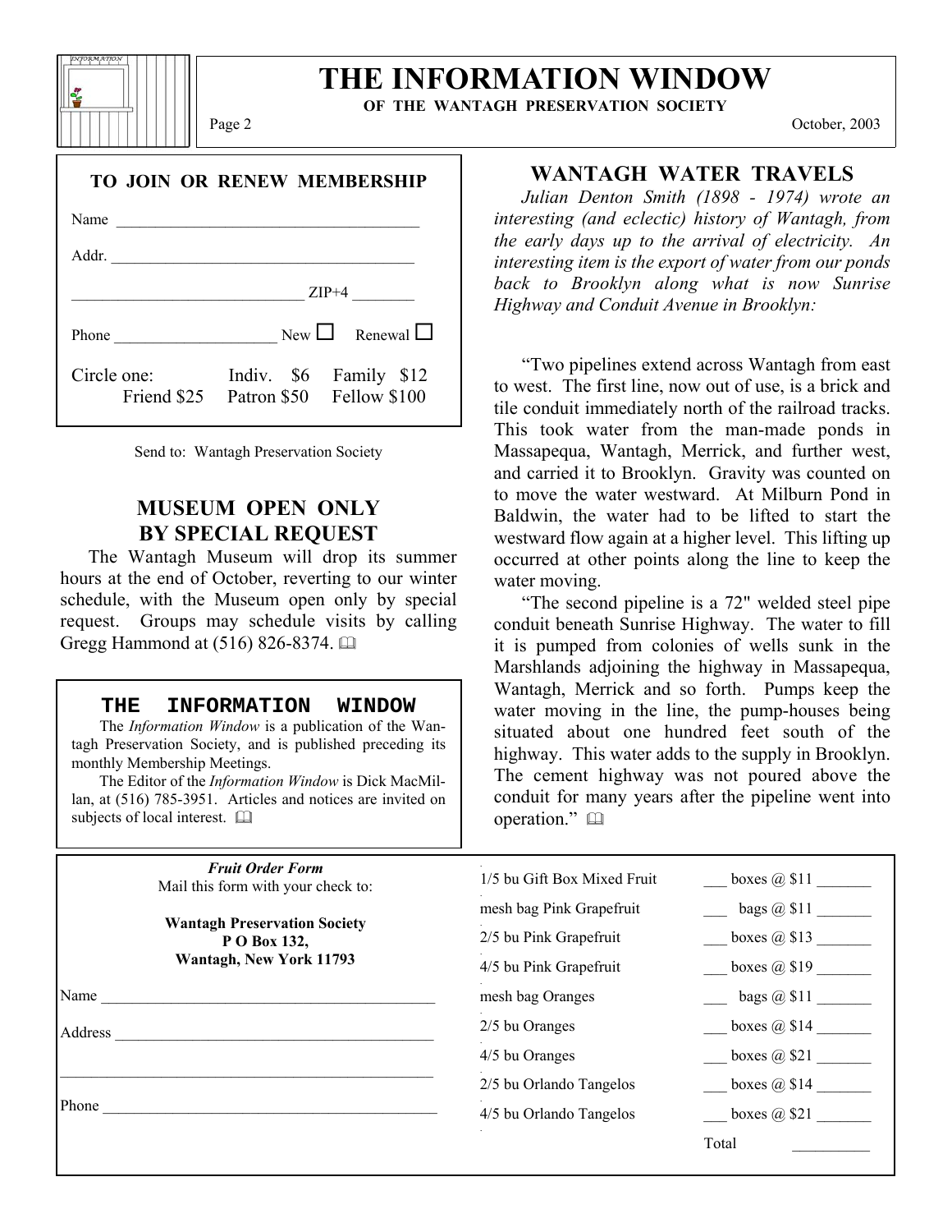# THE INFORMATION WINDOW

**OF THE WANTAGH PRESERVATION SOCIETY**

Page 2 October, 2003

### TO JOIN OR RENEW MEMBERSHIP

Name ______________________________________

Addr. ______________________________________

______________________________ ZIP+4 ________

Phone ____________________ New ☐ Renewal ☐

Circle one: Indiv. $6 Family $12
Friend $25 Patron $50 Fellow $100

Send to: Wantagh Preservation Society

## MUSEUM OPEN ONLY BY SPECIAL REQUEST

The Wantagh Museum will drop its summer hours at the end of October, reverting to our winter schedule, with the Museum open only by special request. Groups may schedule visits by calling Gregg Hammond at (516) 826-8374. 📖

## THE INFORMATION WINDOW

The *Information Window* is a publication of the Wantagh Preservation Society, and is published preceding its monthly Membership Meetings.

The Editor of the *Information Window* is Dick MacMillan, at (516) 785-3951. Articles and notices are invited on subjects of local interest. 📖

## WANTAGH WATER TRAVELS

*Julian Denton Smith (1898 - 1974) wrote an interesting (and eclectic) history of Wantagh, from the early days up to the arrival of electricity. An interesting item is the export of water from our ponds back to Brooklyn along what is now Sunrise Highway and Conduit Avenue in Brooklyn:*

"Two pipelines extend across Wantagh from east to west. The first line, now out of use, is a brick and tile conduit immediately north of the railroad tracks. This took water from the man-made ponds in Massapequa, Wantagh, Merrick, and further west, and carried it to Brooklyn. Gravity was counted on to move the water westward. At Milburn Pond in Baldwin, the water had to be lifted to start the westward flow again at a higher level. This lifting up occurred at other points along the line to keep the water moving.

"The second pipeline is a 72" welded steel pipe conduit beneath Sunrise Highway. The water to fill it is pumped from colonies of wells sunk in the Marshlands adjoining the highway in Massapequa, Wantagh, Merrick and so forth. Pumps keep the water moving in the line, the pump-houses being situated about one hundred feet south of the highway. This water adds to the supply in Brooklyn. The cement highway was not poured above the conduit for many years after the pipeline went into operation." 📖

***Fruit Order Form***

Mail this form with your check to:

**Wantagh Preservation Society**
**P O Box 132,**
**Wantagh, New York 11793**

Name ____________________________________________

Address __________________________________________

_________________________________________________

Phone ____________________________________________

| | |
|---|---|
| 1/5 bu Gift Box Mixed Fruit | ___ boxes @ $11 _______ |
| mesh bag Pink Grapefruit | ___ bags @ $11 _______ |
| 2/5 bu Pink Grapefruit | ___ boxes @ $13 _______ |
| 4/5 bu Pink Grapefruit | ___ boxes @ $19 _______ |
| mesh bag Oranges | ___ bags @ $11 _______ |
| 2/5 bu Oranges | ___ boxes @ $14 _______ |
| 4/5 bu Oranges | ___ boxes @ $21 _______ |
| 2/5 bu Orlando Tangelos | ___ boxes @ $14 _______ |
| 4/5 bu Orlando Tangelos | ___ boxes @ $21 _______ |
| | Total __________ |